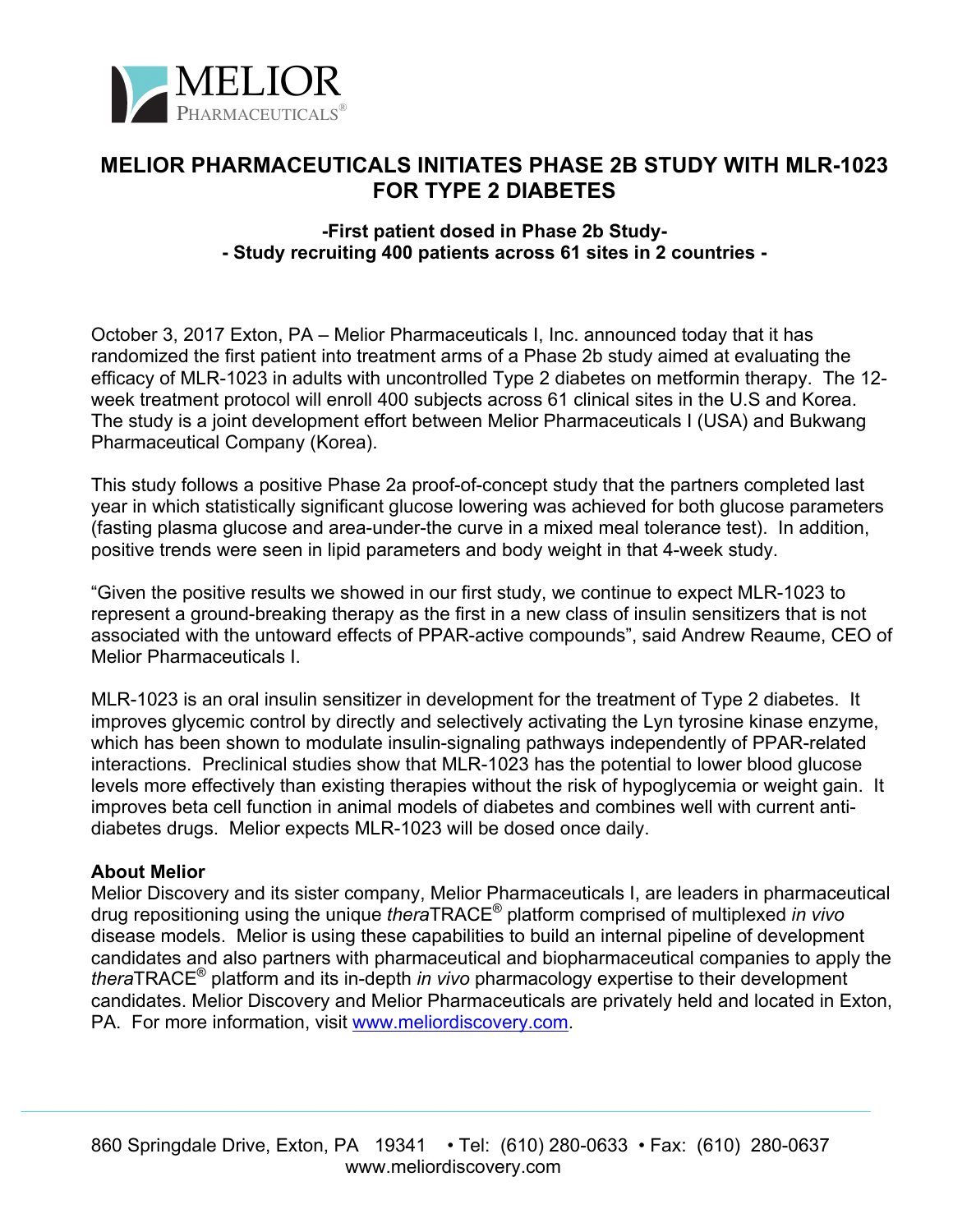MELIOR
PHARMACEUTICALS®

# MELIOR PHARMACEUTICALS INITIATES PHASE 2B STUDY WITH MLR-1023 FOR TYPE 2 DIABETES

**-First patient dosed in Phase 2b Study-**
**- Study recruiting 400 patients across 61 sites in 2 countries -**

October 3, 2017 Exton, PA – Melior Pharmaceuticals I, Inc. announced today that it has randomized the first patient into treatment arms of a Phase 2b study aimed at evaluating the efficacy of MLR-1023 in adults with uncontrolled Type 2 diabetes on metformin therapy. The 12-week treatment protocol will enroll 400 subjects across 61 clinical sites in the U.S and Korea. The study is a joint development effort between Melior Pharmaceuticals I (USA) and Bukwang Pharmaceutical Company (Korea).

This study follows a positive Phase 2a proof-of-concept study that the partners completed last year in which statistically significant glucose lowering was achieved for both glucose parameters (fasting plasma glucose and area-under-the curve in a mixed meal tolerance test). In addition, positive trends were seen in lipid parameters and body weight in that 4-week study.

"Given the positive results we showed in our first study, we continue to expect MLR-1023 to represent a ground-breaking therapy as the first in a new class of insulin sensitizers that is not associated with the untoward effects of PPAR-active compounds", said Andrew Reaume, CEO of Melior Pharmaceuticals I.

MLR-1023 is an oral insulin sensitizer in development for the treatment of Type 2 diabetes. It improves glycemic control by directly and selectively activating the Lyn tyrosine kinase enzyme, which has been shown to modulate insulin-signaling pathways independently of PPAR-related interactions. Preclinical studies show that MLR-1023 has the potential to lower blood glucose levels more effectively than existing therapies without the risk of hypoglycemia or weight gain. It improves beta cell function in animal models of diabetes and combines well with current anti-diabetes drugs. Melior expects MLR-1023 will be dosed once daily.

**About Melior**
Melior Discovery and its sister company, Melior Pharmaceuticals I, are leaders in pharmaceutical drug repositioning using the unique *thera*TRACE® platform comprised of multiplexed *in vivo* disease models. Melior is using these capabilities to build an internal pipeline of development candidates and also partners with pharmaceutical and biopharmaceutical companies to apply the *thera*TRACE® platform and its in-depth *in vivo* pharmacology expertise to their development candidates. Melior Discovery and Melior Pharmaceuticals are privately held and located in Exton, PA. For more information, visit www.meliordiscovery.com.

860 Springdale Drive, Exton, PA 19341 • Tel: (610) 280-0633 • Fax: (610) 280-0637
www.meliordiscovery.com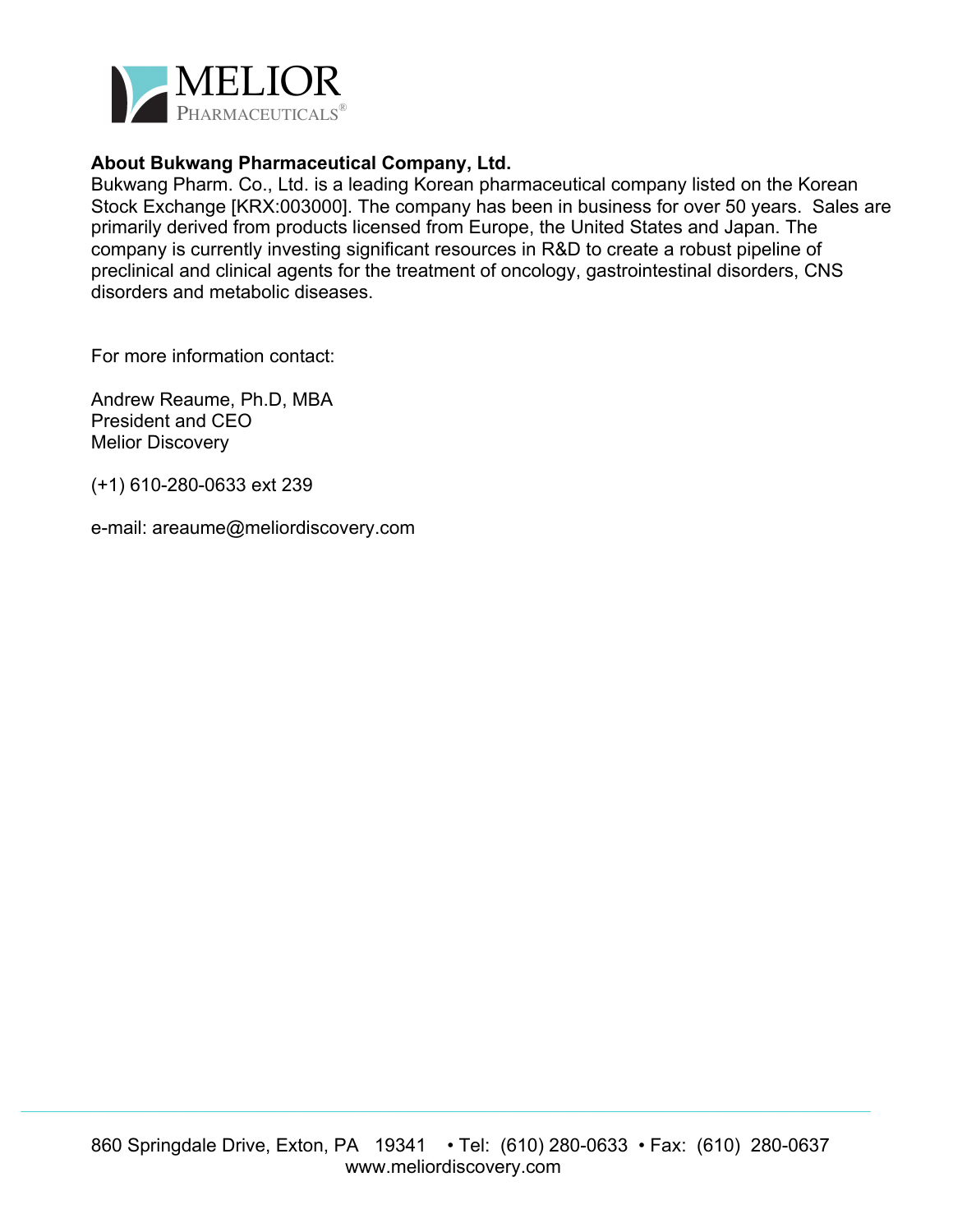**About Bukwang Pharmaceutical Company, Ltd.**

Bukwang Pharm. Co., Ltd. is a leading Korean pharmaceutical company listed on the Korean Stock Exchange [KRX:003000]. The company has been in business for over 50 years. Sales are primarily derived from products licensed from Europe, the United States and Japan. The company is currently investing significant resources in R&D to create a robust pipeline of preclinical and clinical agents for the treatment of oncology, gastrointestinal disorders, CNS disorders and metabolic diseases.

For more information contact:

Andrew Reaume, Ph.D, MBA
President and CEO
Melior Discovery

(+1) 610-280-0633 ext 239

e-mail: areaume@meliordiscovery.com

860 Springdale Drive, Exton, PA 19341 • Tel: (610) 280-0633 • Fax: (610) 280-0637
www.meliordiscovery.com